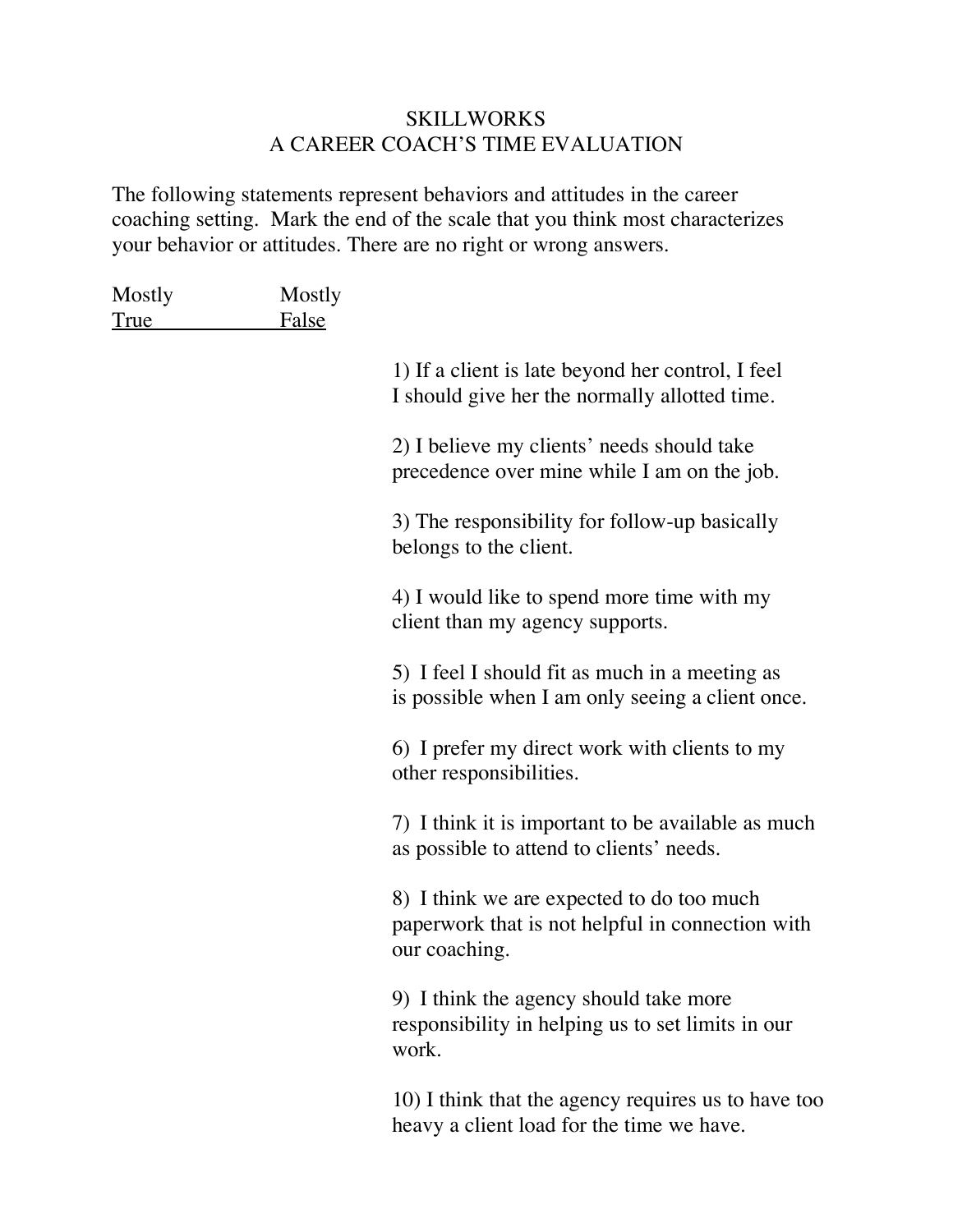# SKILLWORKS
## A CAREER COACH'S TIME EVALUATION

The following statements represent behaviors and attitudes in the career coaching setting. Mark the end of the scale that you think most characterizes your behavior or attitudes. There are no right or wrong answers.

| Mostly True | Mostly False | |
|---|---|---|
| | | 1) If a client is late beyond her control, I feel I should give her the normally allotted time. |
| | | 2) I believe my clients' needs should take precedence over mine while I am on the job. |
| | | 3) The responsibility for follow-up basically belongs to the client. |
| | | 4) I would like to spend more time with my client than my agency supports. |
| | | 5) I feel I should fit as much in a meeting as is possible when I am only seeing a client once. |
| | | 6) I prefer my direct work with clients to my other responsibilities. |
| | | 7) I think it is important to be available as much as possible to attend to clients' needs. |
| | | 8) I think we are expected to do too much paperwork that is not helpful in connection with our coaching. |
| | | 9) I think the agency should take more responsibility in helping us to set limits in our work. |
| | | 10) I think that the agency requires us to have too heavy a client load for the time we have. |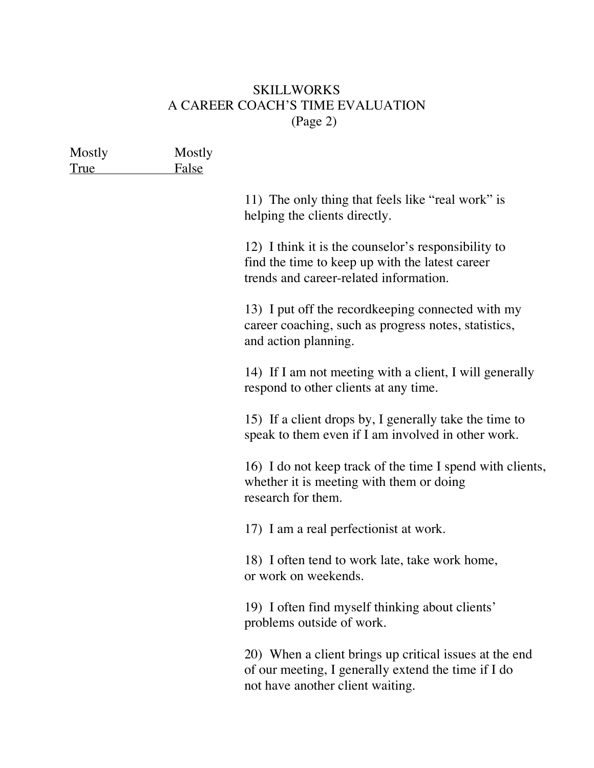# SKILLWORKS

## A CAREER COACH'S TIME EVALUATION

(Page 2)

| Mostly True | Mostly False | |
|---|---|---|
| | | 11) The only thing that feels like "real work" is helping the clients directly. |
| | | 12) I think it is the counselor's responsibility to find the time to keep up with the latest career trends and career-related information. |
| | | 13) I put off the recordkeeping connected with my career coaching, such as progress notes, statistics, and action planning. |
| | | 14) If I am not meeting with a client, I will generally respond to other clients at any time. |
| | | 15) If a client drops by, I generally take the time to speak to them even if I am involved in other work. |
| | | 16) I do not keep track of the time I spend with clients, whether it is meeting with them or doing research for them. |
| | | 17) I am a real perfectionist at work. |
| | | 18) I often tend to work late, take work home, or work on weekends. |
| | | 19) I often find myself thinking about clients' problems outside of work. |
| | | 20) When a client brings up critical issues at the end of our meeting, I generally extend the time if I do not have another client waiting. |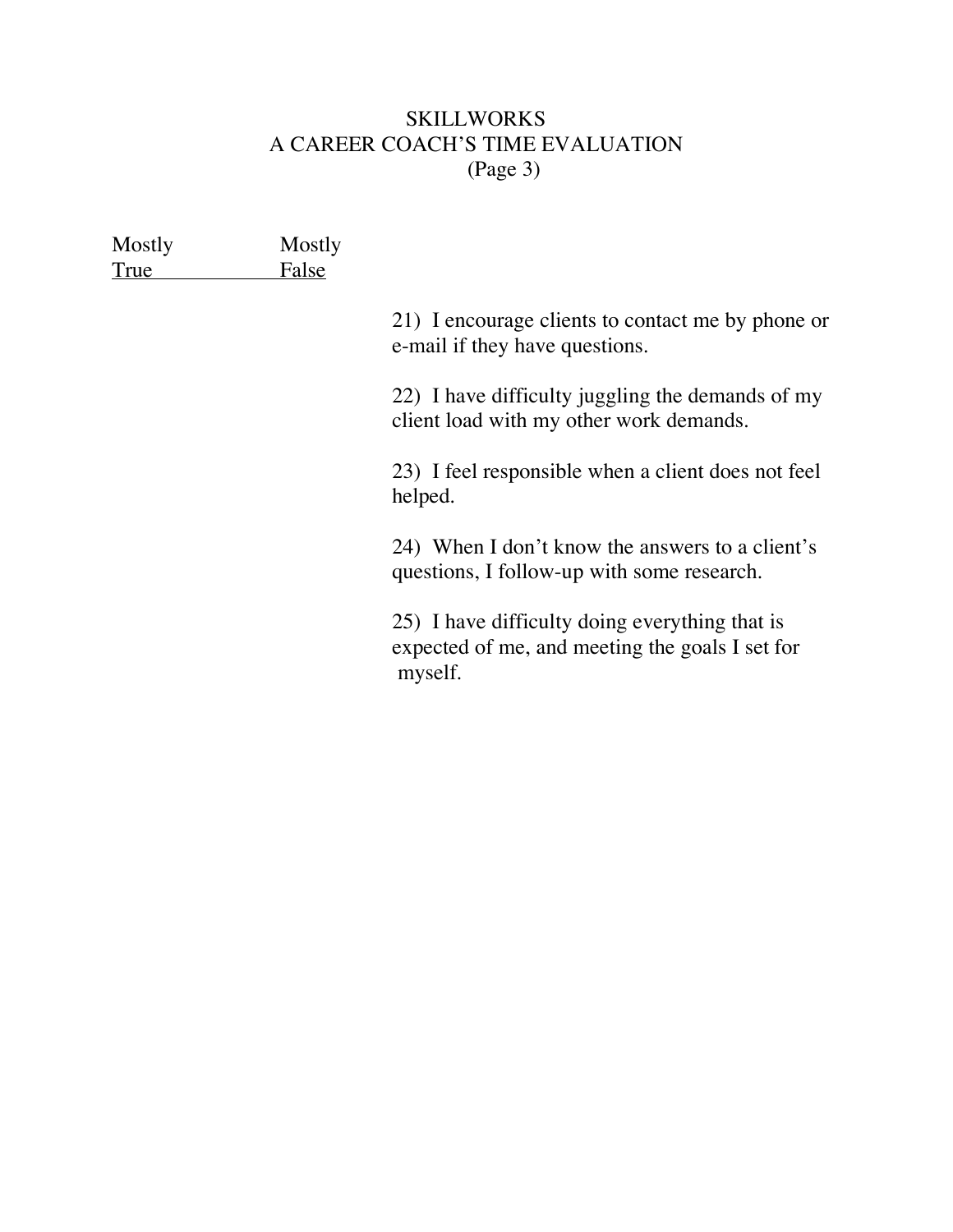SKILLWORKS
A CAREER COACH'S TIME EVALUATION
(Page 3)

| Mostly True | Mostly False | |
|---|---|---|
| | | 21) I encourage clients to contact me by phone or e-mail if they have questions. |
| | | 22) I have difficulty juggling the demands of my client load with my other work demands. |
| | | 23) I feel responsible when a client does not feel helped. |
| | | 24) When I don't know the answers to a client's questions, I follow-up with some research. |
| | | 25) I have difficulty doing everything that is expected of me, and meeting the goals I set for myself. |